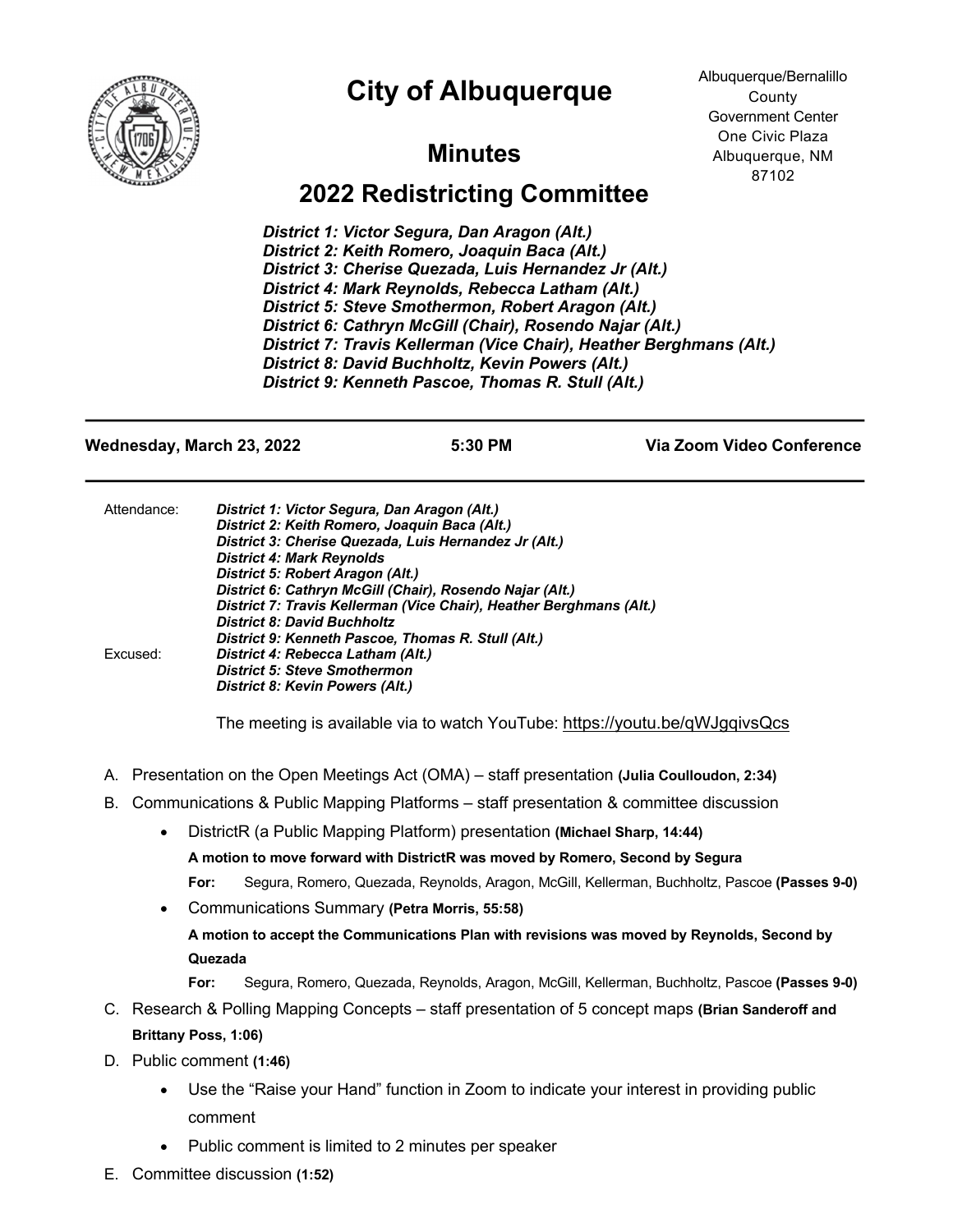# City of Albuquerque

Albuquerque/Bernalillo County Government Center
One Civic Plaza
Albuquerque, NM 87102

## Minutes

## 2022 Redistricting Committee

***District 1: Victor Segura, Dan Aragon (Alt.)***
***District 2: Keith Romero, Joaquin Baca (Alt.)***
***District 3: Cherise Quezada, Luis Hernandez Jr (Alt.)***
***District 4: Mark Reynolds, Rebecca Latham (Alt.)***
***District 5: Steve Smothermon, Robert Aragon (Alt.)***
***District 6: Cathryn McGill (Chair), Rosendo Najar (Alt.)***
***District 7: Travis Kellerman (Vice Chair), Heather Berghmans (Alt.)***
***District 8: David Buchholtz, Kevin Powers (Alt.)***
***District 9: Kenneth Pascoe, Thomas R. Stull (Alt.)***

---

**Wednesday, March 23, 2022** | **5:30 PM** | **Via Zoom Video Conference**

---

Attendance:
***District 1: Victor Segura, Dan Aragon (Alt.)***
***District 2: Keith Romero, Joaquin Baca (Alt.)***
***District 3: Cherise Quezada, Luis Hernandez Jr (Alt.)***
***District 4: Mark Reynolds***
***District 5: Robert Aragon (Alt.)***
***District 6: Cathryn McGill (Chair), Rosendo Najar (Alt.)***
***District 7: Travis Kellerman (Vice Chair), Heather Berghmans (Alt.)***
***District 8: David Buchholtz***
***District 9: Kenneth Pascoe, Thomas R. Stull (Alt.)***

Excused:
***District 4: Rebecca Latham (Alt.)***
***District 5: Steve Smothermon***
***District 8: Kevin Powers (Alt.)***

The meeting is available via to watch YouTube: https://youtu.be/qWJgqivsQcs

A. Presentation on the Open Meetings Act (OMA) – staff presentation **(Julia Coulloudon, 2:34)**

B. Communications & Public Mapping Platforms – staff presentation & committee discussion

- DistrictR (a Public Mapping Platform) presentation **(Michael Sharp, 14:44)**

  **A motion to move forward with DistrictR was moved by Romero, Second by Segura**

  **For:** Segura, Romero, Quezada, Reynolds, Aragon, McGill, Kellerman, Buchholtz, Pascoe **(Passes 9-0)**

- Communications Summary **(Petra Morris, 55:58)**

  **A motion to accept the Communications Plan with revisions was moved by Reynolds, Second by Quezada**

  **For:** Segura, Romero, Quezada, Reynolds, Aragon, McGill, Kellerman, Buchholtz, Pascoe **(Passes 9-0)**

C. Research & Polling Mapping Concepts – staff presentation of 5 concept maps **(Brian Sanderoff and Brittany Poss, 1:06)**

D. Public comment **(1:46)**

- Use the "Raise your Hand" function in Zoom to indicate your interest in providing public comment
- Public comment is limited to 2 minutes per speaker

E. Committee discussion **(1:52)**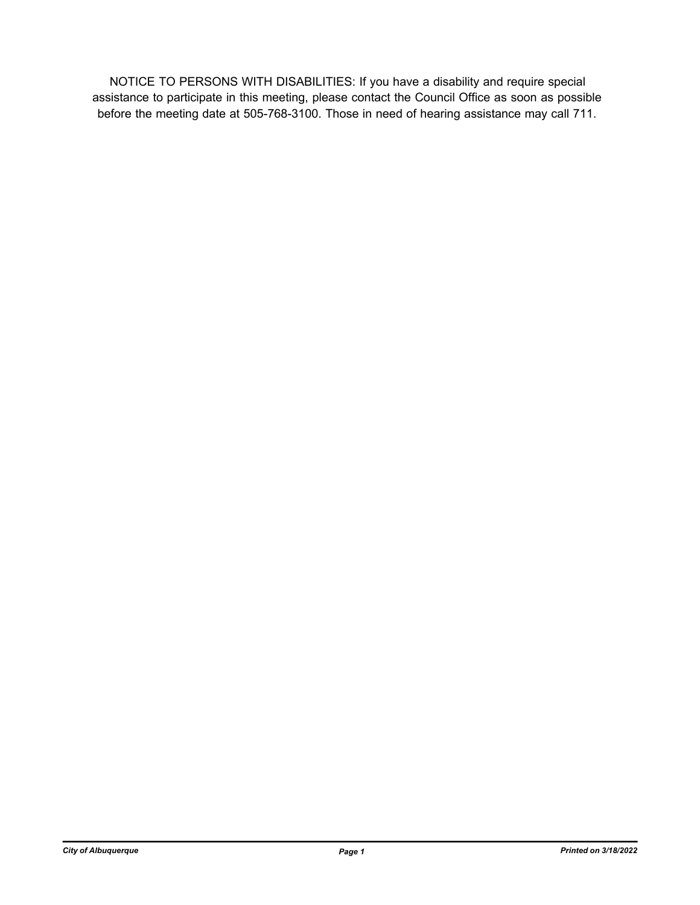NOTICE TO PERSONS WITH DISABILITIES: If you have a disability and require special assistance to participate in this meeting, please contact the Council Office as soon as possible before the meeting date at 505-768-3100. Those in need of hearing assistance may call 711.